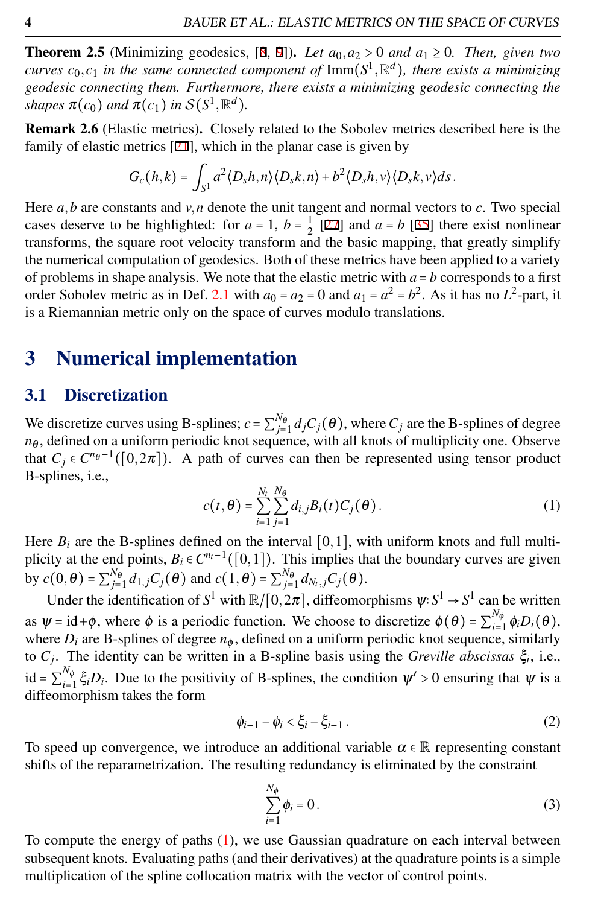**Theorem 2.5** (Minimizing geodesics, [8, 9]). *Let $a_0, a_2 > 0$ and $a_1 \geq 0$. Then, given two curves $c_0, c_1$ in the same connected component of $\mathrm{Imm}(S^1, \mathbb{R}^d)$, there exists a minimizing geodesic connecting them. Furthermore, there exists a minimizing geodesic connecting the shapes $\pi(c_0)$ and $\pi(c_1)$ in $\mathcal{S}(S^1, \mathbb{R}^d)$.*

**Remark 2.6** (Elastic metrics)**.** Closely related to the Sobolev metrics described here is the family of elastic metrics [21], which in the planar case is given by

$$G_c(h,k) = \int_{S^1} a^2 \langle D_s h, n\rangle \langle D_s k, n\rangle + b^2 \langle D_s h, v\rangle \langle D_s k, v\rangle ds\,.$$

Here $a, b$ are constants and $v, n$ denote the unit tangent and normal vectors to $c$. Two special cases deserve to be highlighted: for $a = 1$, $b = \frac{1}{2}$ [27] and $a = b$ [35] there exist nonlinear transforms, the square root velocity transform and the basic mapping, that greatly simplify the numerical computation of geodesics. Both of these metrics have been applied to a variety of problems in shape analysis. We note that the elastic metric with $a = b$ corresponds to a first order Sobolev metric as in Def. 2.1 with $a_0 = a_2 = 0$ and $a_1 = a^2 = b^2$. As it has no $L^2$-part, it is a Riemannian metric only on the space of curves modulo translations.

# 3 Numerical implementation

## 3.1 Discretization

We discretize curves using B-splines; $c = \sum_{j=1}^{N_\theta} d_j C_j(\theta)$, where $C_j$ are the B-splines of degree $n_\theta$, defined on a uniform periodic knot sequence, with all knots of multiplicity one. Observe that $C_j \in C^{n_\theta - 1}([0, 2\pi])$. A path of curves can then be represented using tensor product B-splines, i.e.,

$$c(t,\theta) = \sum_{i=1}^{N_t} \sum_{j=1}^{N_\theta} d_{i,j} B_i(t) C_j(\theta)\,. \tag{1}$$

Here $B_i$ are the B-splines defined on the interval $[0,1]$, with uniform knots and full multiplicity at the end points, $B_i \in C^{n_t - 1}([0,1])$. This implies that the boundary curves are given by $c(0,\theta) = \sum_{j=1}^{N_\theta} d_{1,j} C_j(\theta)$ and $c(1,\theta) = \sum_{j=1}^{N_\theta} d_{N_t,j} C_j(\theta)$.

Under the identification of $S^1$ with $\mathbb{R}/[0,2\pi]$, diffeomorphisms $\psi : S^1 \to S^1$ can be written as $\psi = \mathrm{id} + \phi$, where $\phi$ is a periodic function. We choose to discretize $\phi(\theta) = \sum_{i=1}^{N_\phi} \phi_i D_i(\theta)$, where $D_i$ are B-splines of degree $n_\phi$, defined on a uniform periodic knot sequence, similarly to $C_j$. The identity can be written in a B-spline basis using the *Greville abscissas* $\xi_i$, i.e., $\mathrm{id} = \sum_{i=1}^{N_\phi} \xi_i D_i$. Due to the positivity of B-splines, the condition $\psi' > 0$ ensuring that $\psi$ is a diffeomorphism takes the form

$$\phi_{i-1} - \phi_i < \xi_i - \xi_{i-1}\,. \tag{2}$$

To speed up convergence, we introduce an additional variable $\alpha \in \mathbb{R}$ representing constant shifts of the reparametrization. The resulting redundancy is eliminated by the constraint

$$\sum_{i=1}^{N_\phi} \phi_i = 0\,. \tag{3}$$

To compute the energy of paths (1), we use Gaussian quadrature on each interval between subsequent knots. Evaluating paths (and their derivatives) at the quadrature points is a simple multiplication of the spline collocation matrix with the vector of control points.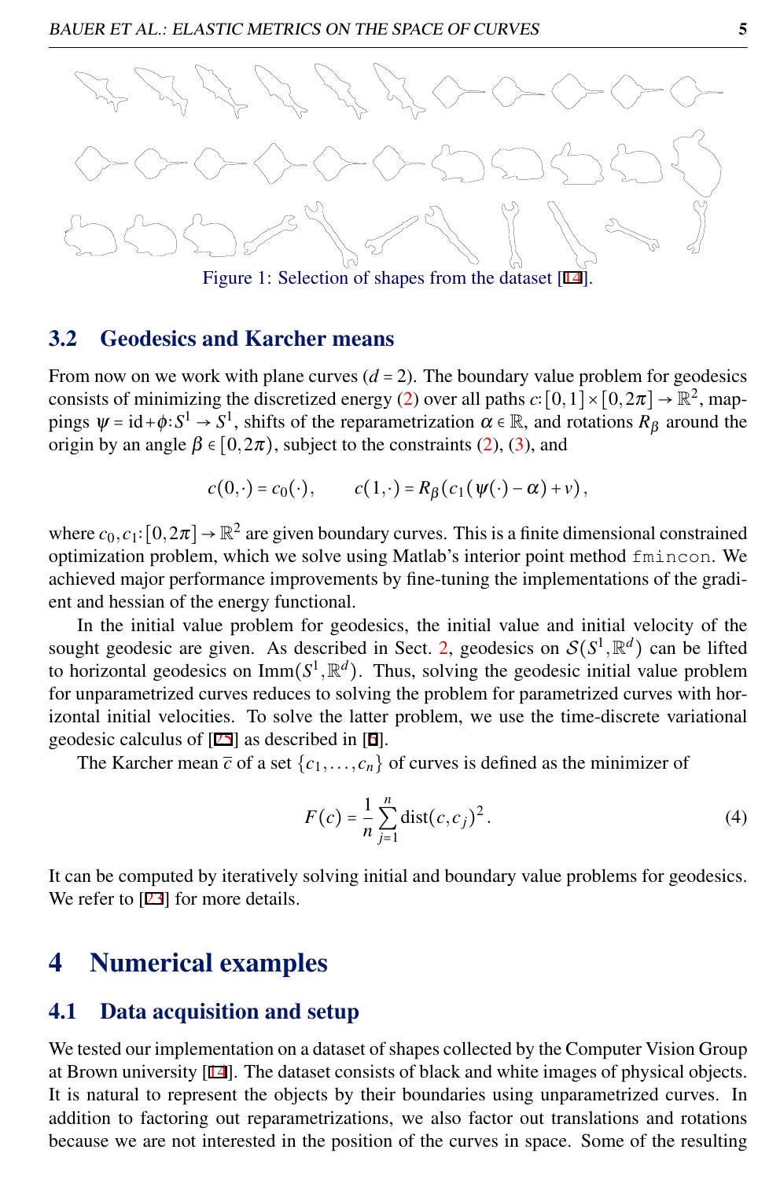Figure 1: Selection of shapes from the dataset [14].

### 3.2 Geodesics and Karcher means

From now on we work with plane curves ($d = 2$). The boundary value problem for geodesics consists of minimizing the discretized energy (2) over all paths $c: [0,1] \times [0,2\pi] \to \mathbb{R}^2$, mappings $\psi = \mathrm{id} + \phi : S^1 \to S^1$, shifts of the reparametrization $\alpha \in \mathbb{R}$, and rotations $R_\beta$ around the origin by an angle $\beta \in [0,2\pi)$, subject to the constraints (2), (3), and

$$c(0,\cdot) = c_0(\cdot), \qquad c(1,\cdot) = R_\beta(c_1(\psi(\cdot) - \alpha) + v),$$

where $c_0, c_1 : [0,2\pi] \to \mathbb{R}^2$ are given boundary curves. This is a finite dimensional constrained optimization problem, which we solve using Matlab's interior point method `fmincon`. We achieved major performance improvements by fine-tuning the implementations of the gradient and hessian of the energy functional.

In the initial value problem for geodesics, the initial value and initial velocity of the sought geodesic are given. As described in Sect. 2, geodesics on $\mathcal{S}(S^1, \mathbb{R}^d)$ can be lifted to horizontal geodesics on $\mathrm{Imm}(S^1, \mathbb{R}^d)$. Thus, solving the geodesic initial value problem for unparametrized curves reduces to solving the problem for parametrized curves with horizontal initial velocities. To solve the latter problem, we use the time-discrete variational geodesic calculus of [25] as described in [6].

The Karcher mean $\bar{c}$ of a set $\{c_1, \ldots, c_n\}$ of curves is defined as the minimizer of

$$F(c) = \frac{1}{n} \sum_{j=1}^{n} \mathrm{dist}(c, c_j)^2. \tag{4}$$

It can be computed by iteratively solving initial and boundary value problems for geodesics. We refer to [23] for more details.

## 4 Numerical examples

### 4.1 Data acquisition and setup

We tested our implementation on a dataset of shapes collected by the Computer Vision Group at Brown university [14]. The dataset consists of black and white images of physical objects. It is natural to represent the objects by their boundaries using unparametrized curves. In addition to factoring out reparametrizations, we also factor out translations and rotations because we are not interested in the position of the curves in space. Some of the resulting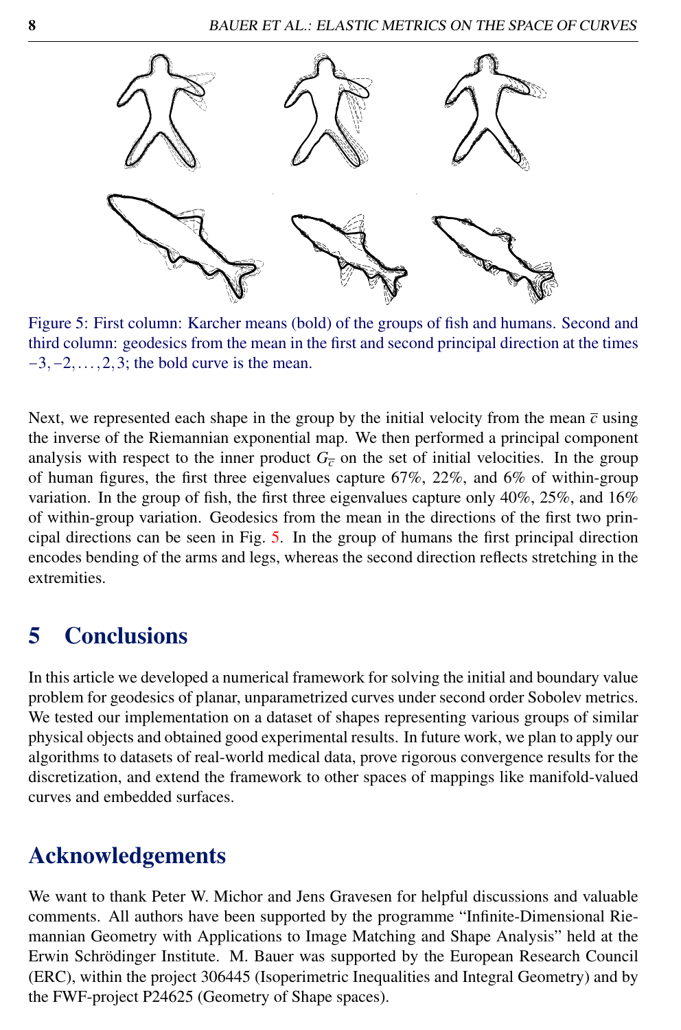Figure 5: First column: Karcher means (bold) of the groups of fish and humans. Second and third column: geodesics from the mean in the first and second principal direction at the times $-3,-2,\dots,2,3$; the bold curve is the mean.

Next, we represented each shape in the group by the initial velocity from the mean $\bar{c}$ using the inverse of the Riemannian exponential map. We then performed a principal component analysis with respect to the inner product $G_{\bar{c}}$ on the set of initial velocities. In the group of human figures, the first three eigenvalues capture 67%, 22%, and 6% of within-group variation. In the group of fish, the first three eigenvalues capture only 40%, 25%, and 16% of within-group variation. Geodesics from the mean in the directions of the first two principal directions can be seen in Fig. 5. In the group of humans the first principal direction encodes bending of the arms and legs, whereas the second direction reflects stretching in the extremities.

# 5 Conclusions

In this article we developed a numerical framework for solving the initial and boundary value problem for geodesics of planar, unparametrized curves under second order Sobolev metrics. We tested our implementation on a dataset of shapes representing various groups of similar physical objects and obtained good experimental results. In future work, we plan to apply our algorithms to datasets of real-world medical data, prove rigorous convergence results for the discretization, and extend the framework to other spaces of mappings like manifold-valued curves and embedded surfaces.

# Acknowledgements

We want to thank Peter W. Michor and Jens Gravesen for helpful discussions and valuable comments. All authors have been supported by the programme "Infinite-Dimensional Riemannian Geometry with Applications to Image Matching and Shape Analysis" held at the Erwin Schrödinger Institute. M. Bauer was supported by the European Research Council (ERC), within the project 306445 (Isoperimetric Inequalities and Integral Geometry) and by the FWF-project P24625 (Geometry of Shape spaces).